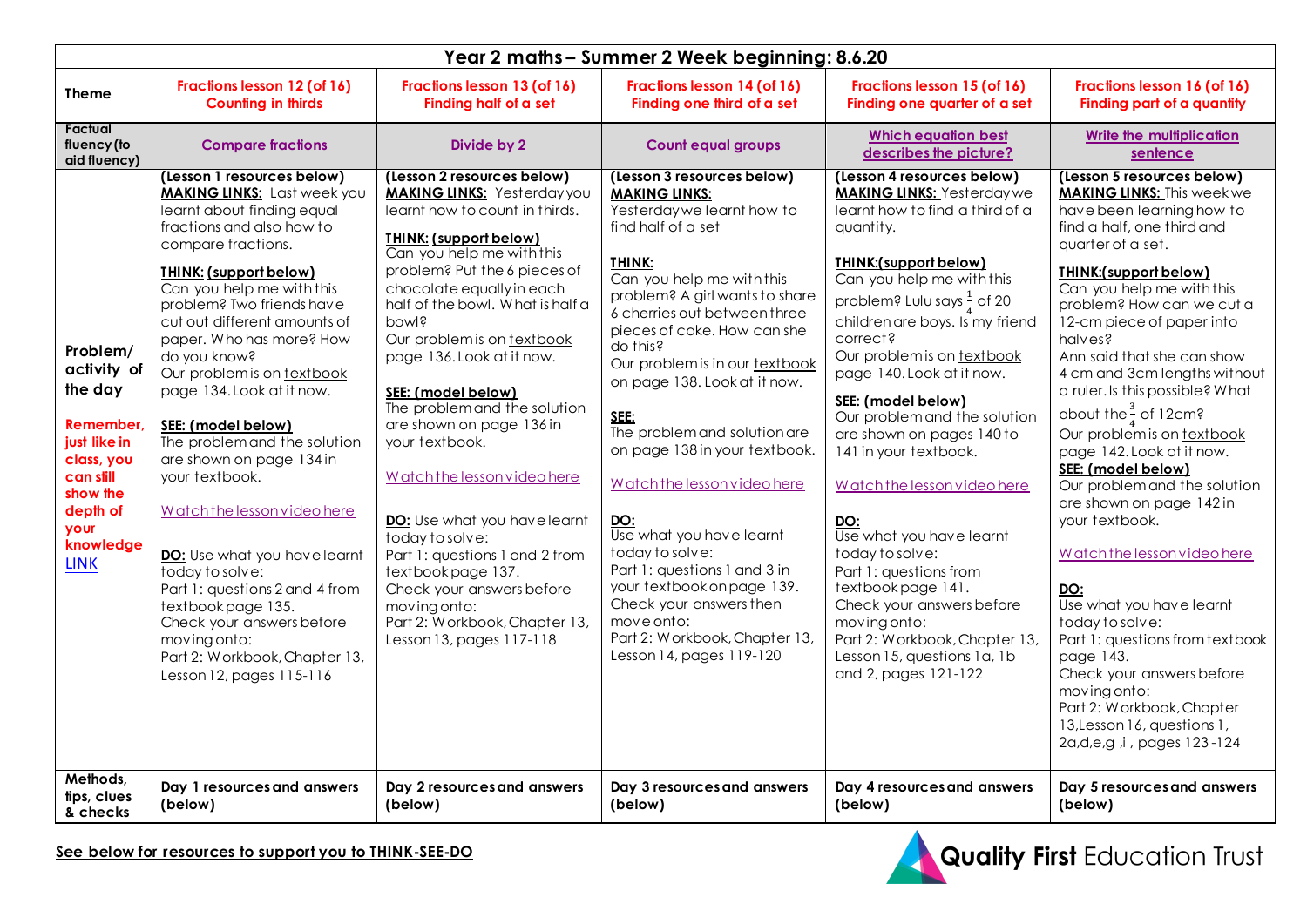| Year 2 maths – Summer 2 Week beginning: 8.6.20 | | | | | |
|---|---|---|---|---|---|
| **Theme** | **Fractions lesson 12 (of 16) Counting in thirds** | **Fractions lesson 13 (of 16) Finding half of a set** | **Fractions lesson 14 (of 16) Finding one third of a set** | **Fractions lesson 15 (of 16) Finding one quarter of a set** | **Fractions lesson 16 (of 16) Finding part of a quantity** |
| **Factual fluency (to aid fluency)** | **Compare fractions** | **Divide by 2** | **Count equal groups** | **Which equation best describes the picture?** | **Write the multiplication sentence** |
| **Problem/ activity of the day** <br><br> **Remember, just like in class, you can still show the depth of your knowledge** LINK | **(Lesson 1 resources below)** <br> **MAKING LINKS:** Last week you learnt about finding equal fractions and also how to compare fractions. <br><br> **THINK: (support below)** <br> Can you help me with this problem? Two friends have cut out different amounts of paper. Who has more? How do you know? <br> Our problem is on textbook page 134. Look at it now. <br><br> **SEE: (model below)** <br> The problem and the solution are shown on page 134 in your textbook. <br><br> Watch the lesson video here <br><br> **DO:** Use what you have learnt today to solve: <br> Part 1: questions 2 and 4 from textbook page 135. <br> Check your answers before moving onto: <br> Part 2: Workbook, Chapter 13, Lesson 12, pages 115-116 | **(Lesson 2 resources below)** <br> **MAKING LINKS:** Yesterday you learnt how to count in thirds. <br><br> **THINK: (support below)** <br> Can you help me with this problem? Put the 6 pieces of chocolate equally in each half of the bowl. What is half a bowl? <br> Our problem is on textbook page 136. Look at it now. <br><br> **SEE: (model below)** <br> The problem and the solution are shown on page 136 in your textbook. <br><br> Watch the lesson video here <br><br> **DO:** Use what you have learnt today to solve: <br> Part 1: questions 1 and 2 from textbook page 137. <br> Check your answers before moving onto: <br> Part 2: Workbook, Chapter 13, Lesson 13, pages 117-118 | **(Lesson 3 resources below)** <br> **MAKING LINKS:** <br> Yesterday we learnt how to find half of a set <br><br> **THINK:** <br> Can you help me with this problem? A girl wants to share 6 cherries out between three pieces of cake. How can she do this? <br> Our problem is in our textbook on page 138. Look at it now. <br><br> **SEE:** <br> The problem and solution are on page 138 in your textbook. <br><br> Watch the lesson video here <br><br> **DO:** <br> Use what you have learnt today to solve: <br> Part 1: questions 1 and 3 in your textbook on page 139. <br> Check your answers then move onto: <br> Part 2: Workbook, Chapter 13, Lesson 14, pages 119-120 | **(Lesson 4 resources below)** <br> **MAKING LINKS:** Yesterday we learnt how to find a third of a quantity. <br><br> **THINK:(support below)** <br> Can you help me with this problem? Lulu says $\frac{1}{4}$ of 20 children are boys. Is my friend correct? <br> Our problem is on textbook page 140. Look at it now. <br><br> **SEE: (model below)** <br> Our problem and the solution are shown on pages 140 to 141 in your textbook. <br><br> Watch the lesson video here <br><br> **DO:** <br> Use what you have learnt today to solve: <br> Part 1: questions from textbook page 141. <br> Check your answers before moving onto: <br> Part 2: Workbook, Chapter 13, Lesson 15, questions 1a, 1b and 2, pages 121-122 | **(Lesson 5 resources below)** <br> **MAKING LINKS:** This week we have been learning how to find a half, one third and quarter of a set. <br><br> **THINK:(support below)** <br> Can you help me with this problem? How can we cut a 12-cm piece of paper into halves? <br> Ann said that she can show 4 cm and 3cm lengths without a ruler. Is this possible? What about the $\frac{3}{4}$ of 12cm? <br> Our problem is on textbook page 142. Look at it now. <br> **SEE: (model below)** <br> Our problem and the solution are shown on page 142 in your textbook. <br><br> Watch the lesson video here <br><br> **DO:** <br> Use what you have learnt today to solve: <br> Part 1: questions from textbook page 143. <br> Check your answers before moving onto: <br> Part 2: Workbook, Chapter 13, Lesson 16, questions 1, 2a,d,e,g ,i , pages 123-124 |
| **Methods, tips, clues & checks** | **Day 1 resources and answers (below)** | **Day 2 resources and answers (below)** | **Day 3 resources and answers (below)** | **Day 4 resources and answers (below)** | **Day 5 resources and answers (below)** |

**See below for resources to support you to THINK-SEE-DO**

Quality First Education Trust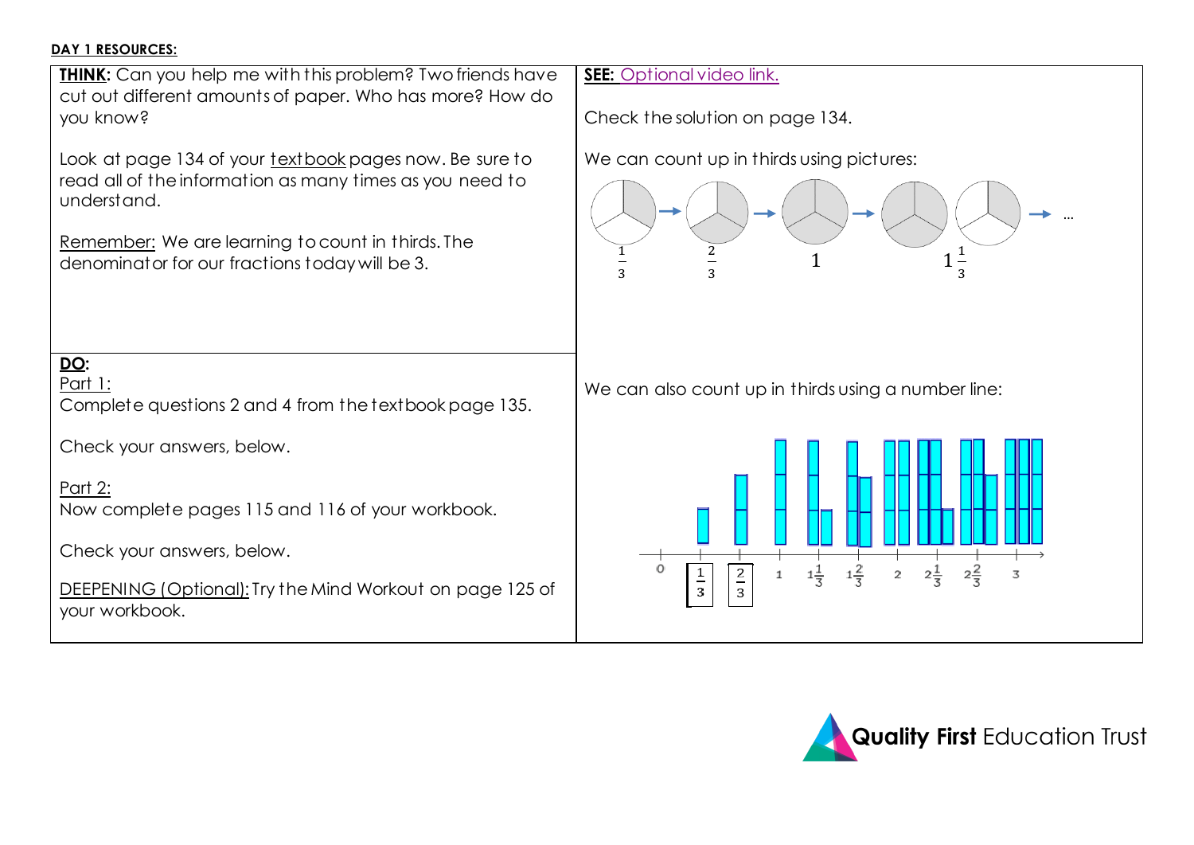**DAY 1 RESOURCES:**

**THINK:** Can you help me with this problem? Two friends have cut out different amounts of paper. Who has more? How do you know?

Look at page 134 of your textbook pages now. Be sure to read all of the information as many times as you need to understand.

Remember: We are learning to count in thirds. The denominator for our fractions today will be 3.

**DO:**

Part 1:
Complete questions 2 and 4 from the textbook page 135.

Check your answers, below.

Part 2:
Now complete pages 115 and 116 of your workbook.

Check your answers, below.

DEEPENING (Optional): Try the Mind Workout on page 125 of your workbook.

**SEE:** Optional video link.

Check the solution on page 134.

We can count up in thirds using pictures:

$\frac{1}{3}$ → $\frac{2}{3}$ → $1$ → $1\frac{1}{3}$ → …

We can also count up in thirds using a number line:

0, $\frac{1}{3}$, $\frac{2}{3}$, 1, $1\frac{1}{3}$, $1\frac{2}{3}$, 2, $2\frac{1}{3}$, $2\frac{2}{3}$, 3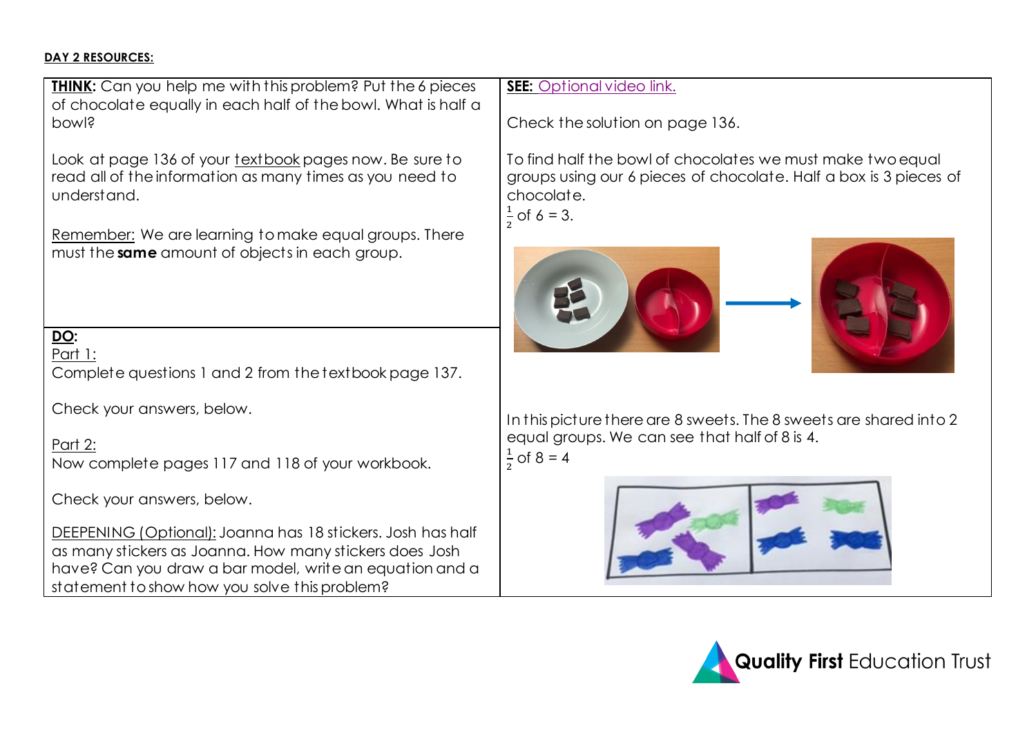**DAY 2 RESOURCES:**

**THINK:** Can you help me with this problem? Put the 6 pieces of chocolate equally in each half of the bowl. What is half a bowl?

Look at page 136 of your textbook pages now. Be sure to read all of the information as many times as you need to understand.

Remember: We are learning to make equal groups. There must the **same** amount of objects in each group.

**SEE:** Optional video link.

Check the solution on page 136.

To find half the bowl of chocolates we must make two equal groups using our 6 pieces of chocolate. Half a box is 3 pieces of chocolate.

$\frac{1}{2}$ of 6 = 3.

In this picture there are 8 sweets. The 8 sweets are shared into 2 equal groups. We can see that half of 8 is 4.

$\frac{1}{2}$ of 8 = 4

**DO:**

Part 1:

Complete questions 1 and 2 from the textbook page 137.

Check your answers, below.

Part 2:

Now complete pages 117 and 118 of your workbook.

Check your answers, below.

DEEPENING (Optional): Joanna has 18 stickers. Josh has half as many stickers as Joanna. How many stickers does Josh have? Can you draw a bar model, write an equation and a statement to show how you solve this problem?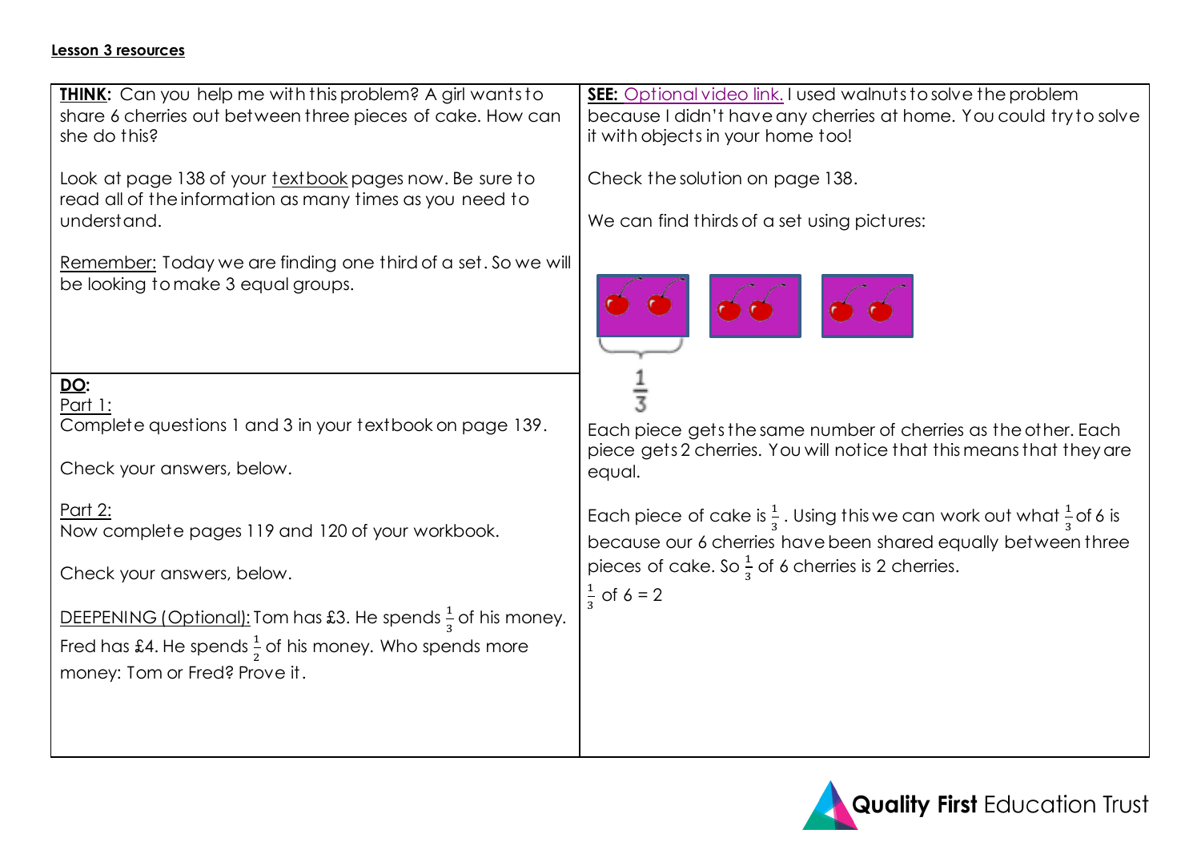**Lesson 3 resources**

**THINK:** Can you help me with this problem? A girl wants to share 6 cherries out between three pieces of cake. How can she do this?

Look at page 138 of your textbook pages now. Be sure to read all of the information as many times as you need to understand.

Remember: Today we are finding one third of a set. So we will be looking to make 3 equal groups.

**DO:**

Part 1:
Complete questions 1 and 3 in your textbook on page 139.

Check your answers, below.

Part 2:
Now complete pages 119 and 120 of your workbook.

Check your answers, below.

DEEPENING (Optional): Tom has £3. He spends $\frac{1}{3}$ of his money. Fred has £4. He spends $\frac{1}{2}$ of his money. Who spends more money: Tom or Fred? Prove it.

**SEE:** Optional video link. I used walnuts to solve the problem because I didn't have any cherries at home. You could try to solve it with objects in your home too!

Check the solution on page 138.

We can find thirds of a set using pictures:

$\frac{1}{3}$

Each piece gets the same number of cherries as the other. Each piece gets 2 cherries. You will notice that this means that they are equal.

Each piece of cake is $\frac{1}{3}$. Using this we can work out what $\frac{1}{3}$ of 6 is because our 6 cherries have been shared equally between three pieces of cake. So $\frac{1}{3}$ of 6 cherries is 2 cherries.

$\frac{1}{3}$ of 6 = 2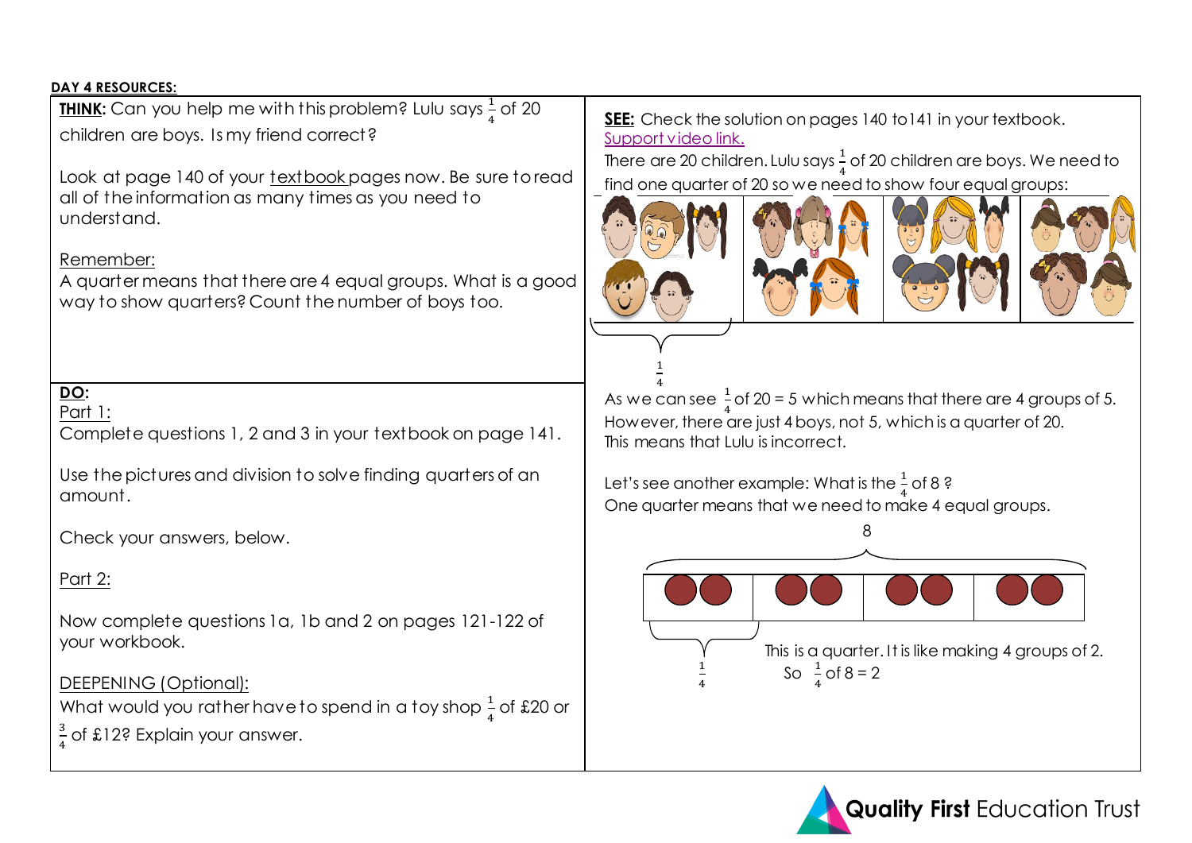**DAY 4 RESOURCES:**

**THINK:** Can you help me with this problem? Lulu says $\frac{1}{4}$ of 20 children are boys. Is my friend correct?

Look at page 140 of your textbook pages now. Be sure to read all of the information as many times as you need to understand.

Remember:
A quarter means that there are 4 equal groups. What is a good way to show quarters? Count the number of boys too.

**DO:**

Part 1:
Complete questions 1, 2 and 3 in your textbook on page 141.

Use the pictures and division to solve finding quarters of an amount.

Check your answers, below.

Part 2:

Now complete questions 1a, 1b and 2 on pages 121-122 of your workbook.

DEEPENING (Optional):
What would you rather have to spend in a toy shop $\frac{1}{4}$ of £20 or $\frac{3}{4}$ of £12? Explain your answer.

**SEE:** Check the solution on pages 140 to141 in your textbook.
Support video link.
There are 20 children. Lulu says $\frac{1}{4}$ of 20 children are boys. We need to find one quarter of 20 so we need to show four equal groups:

$\frac{1}{4}$

As we can see $\frac{1}{4}$ of 20 = 5 which means that there are 4 groups of 5. However, there are just 4 boys, not 5, which is a quarter of 20. This means that Lulu is incorrect.

Let's see another example: What is the $\frac{1}{4}$ of 8 ?
One quarter means that we need to make 4 equal groups.

8

$\frac{1}{4}$

This is a quarter. It is like making 4 groups of 2.
So $\frac{1}{4}$ of 8 = 2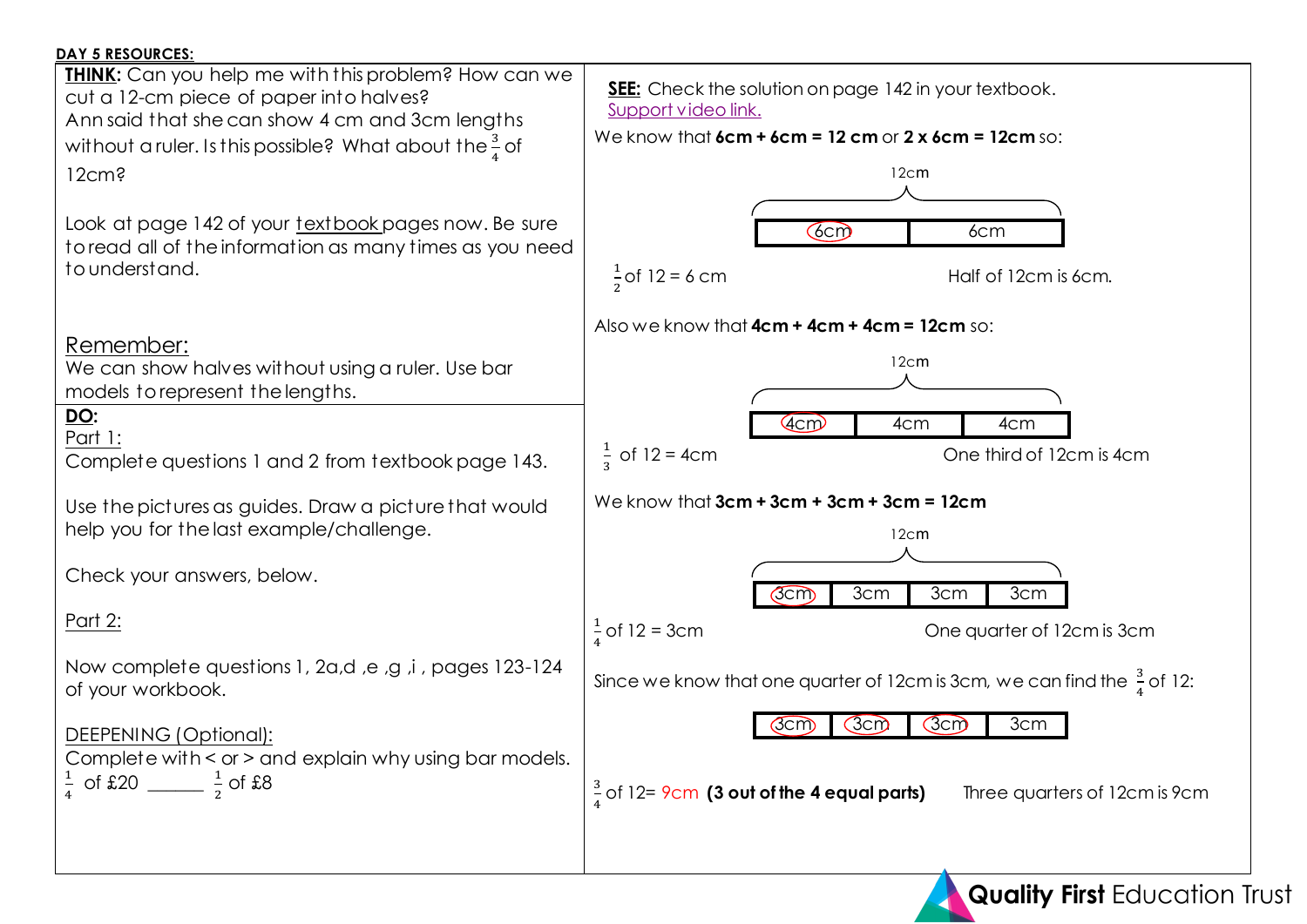**DAY 5 RESOURCES:**

**THINK:** Can you help me with this problem? How can we cut a 12-cm piece of paper into halves?
Ann said that she can show 4 cm and 3cm lengths without a ruler. Is this possible? What about the $\frac{3}{4}$ of 12cm?

Look at page 142 of your textbook pages now. Be sure to read all of the information as many times as you need to understand.

Remember:
We can show halves without using a ruler. Use bar models to represent the lengths.

**DO:**

Part 1:
Complete questions 1 and 2 from textbook page 143.

Use the pictures as guides. Draw a picture that would help you for the last example/challenge.

Check your answers, below.

Part 2:

Now complete questions 1, 2a,d ,e ,g ,i , pages 123-124 of your workbook.

DEEPENING (Optional):
Complete with < or > and explain why using bar models.
$\frac{1}{4}$ of £20 ______ $\frac{1}{2}$ of £8

**SEE:** Check the solution on page 142 in your textbook.
Support video link.

We know that **6cm + 6cm = 12 cm** or **2 x 6cm = 12cm** so:

12cm

| 6cm | 6cm |
|---|---|

$\frac{1}{2}$ of 12 = 6 cm — Half of 12cm is 6cm.

Also we know that **4cm + 4cm + 4cm = 12cm** so:

12cm

| 4cm | 4cm | 4cm |
|---|---|---|

$\frac{1}{3}$ of 12 = 4cm — One third of 12cm is 4cm

We know that **3cm + 3cm + 3cm + 3cm = 12cm**

12cm

| 3cm | 3cm | 3cm | 3cm |
|---|---|---|---|

$\frac{1}{4}$ of 12 = 3cm — One quarter of 12cm is 3cm

Since we know that one quarter of 12cm is 3cm, we can find the $\frac{3}{4}$ of 12:

| 3cm | 3cm | 3cm | 3cm |
|---|---|---|---|

$\frac{3}{4}$ of 12= 9cm **(3 out of the 4 equal parts)** — Three quarters of 12cm is 9cm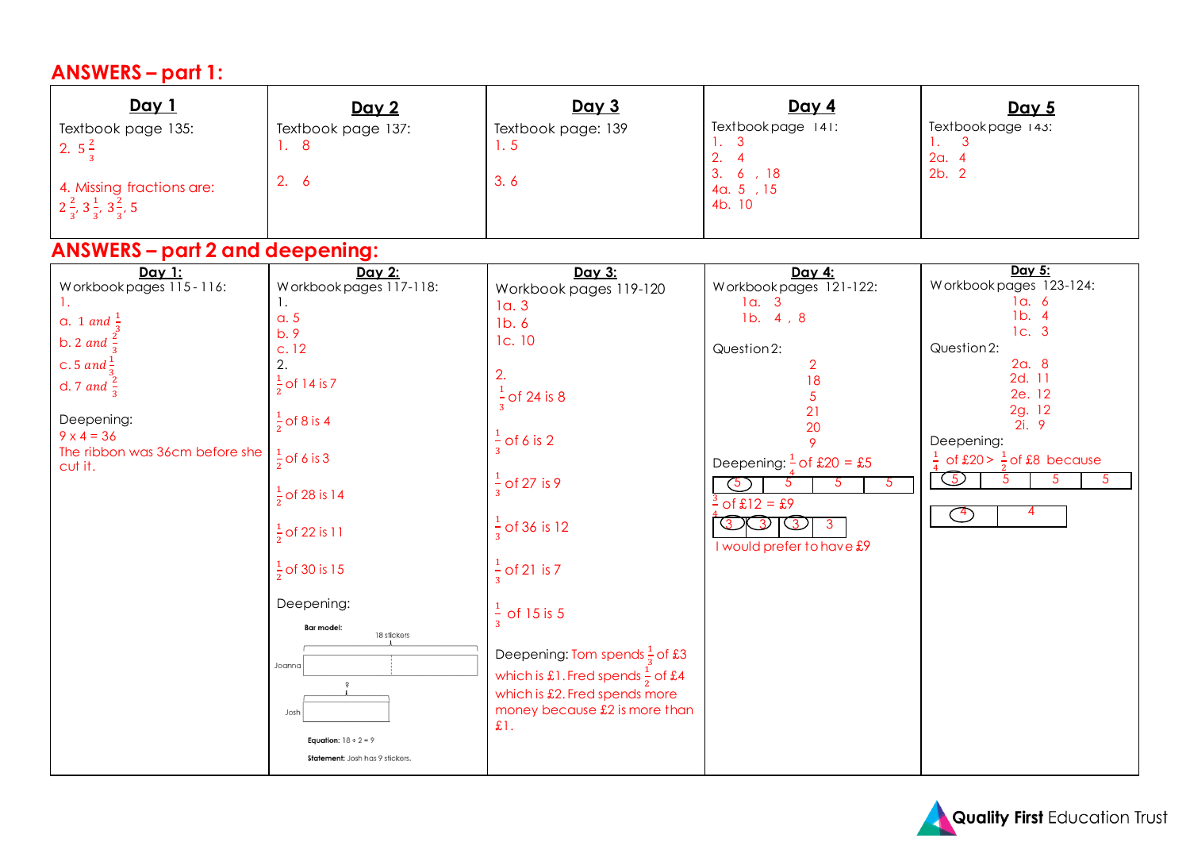## ANSWERS – part 1:

| Day 1 | Day 2 | Day 3 | Day 4 | Day 5 |
|---|---|---|---|---|
| Textbook page 135:<br>2. $5\frac{2}{3}$<br><br>4. Missing fractions are:<br>$2\frac{2}{3}$, $3\frac{1}{3}$, $3\frac{2}{3}$, 5 | Textbook page 137:<br>1. 8<br><br>2. 6 | Textbook page: 139<br>1. 5<br><br>3. 6 | Textbook page 141:<br>1. 3<br>2. 4<br>3. 6 , 18<br>4a. 5 , 15<br>4b. 10 | Textbook page 143:<br>1. 3<br>2a. 4<br>2b. 2 |

## ANSWERS – part 2 and deepening:

| Day 1: | Day 2: | Day 3: | Day 4: | Day 5: |
|---|---|---|---|---|
| Workbook pages 115 - 116:<br>1.<br>a. 1 and $\frac{1}{3}$<br>b. 2 and $\frac{2}{3}$<br>c. 5 and $\frac{1}{3}$<br>d. 7 and $\frac{2}{3}$<br><br>Deepening:<br>9 x 4 = 36<br>The ribbon was 36cm before she cut it. | Workbook pages 117-118:<br>1.<br>a. 5<br>b. 9<br>c. 12<br>2.<br>$\frac{1}{2}$ of 14 is 7<br>$\frac{1}{2}$ of 8 is 4<br>$\frac{1}{2}$ of 6 is 3<br>$\frac{1}{2}$ of 28 is 14<br>$\frac{1}{2}$ of 22 is 11<br>$\frac{1}{2}$ of 30 is 15<br><br>Deepening:<br>Bar model:<br>18 stickers<br>Joanna<br>?<br>Josh<br>Equation: 18 ÷ 2 = 9<br>Statement: Josh has 9 stickers. | Workbook pages 119-120<br>1a. 3<br>1b. 6<br>1c. 10<br><br>2.<br>$\frac{1}{3}$ of 24 is 8<br>$\frac{1}{3}$ of 6 is 2<br>$\frac{1}{3}$ of 27 is 9<br>$\frac{1}{3}$ of 36 is 12<br>$\frac{1}{3}$ of 21 is 7<br>$\frac{1}{3}$ of 15 is 5<br><br>Deepening: Tom spends $\frac{1}{3}$ of £3 which is £1. Fred spends $\frac{1}{2}$ of £4 which is £2. Fred spends more money because £2 is more than £1. | Workbook pages 121-122:<br>1a. 3<br>1b. 4 , 8<br><br>Question 2:<br>2<br>18<br>5<br>21<br>20<br>9<br><br>Deepening: $\frac{1}{4}$ of £20 = £5<br>5 \| 5 \| 5 \| 5<br>$\frac{3}{4}$ of £12 = £9<br>3 \| 3 \| 3 \| 3<br>I would prefer to have £9 | Workbook pages 123-124:<br>1a. 6<br>1b. 4<br>1c. 3<br>Question 2:<br>2a. 8<br>2d. 11<br>2e. 12<br>2g. 12<br>2i. 9<br>Deepening:<br>$\frac{1}{4}$ of £20 > $\frac{1}{2}$ of £8 because<br>5 \| 5 \| 5 \| 5<br><br>4 \| 4 |